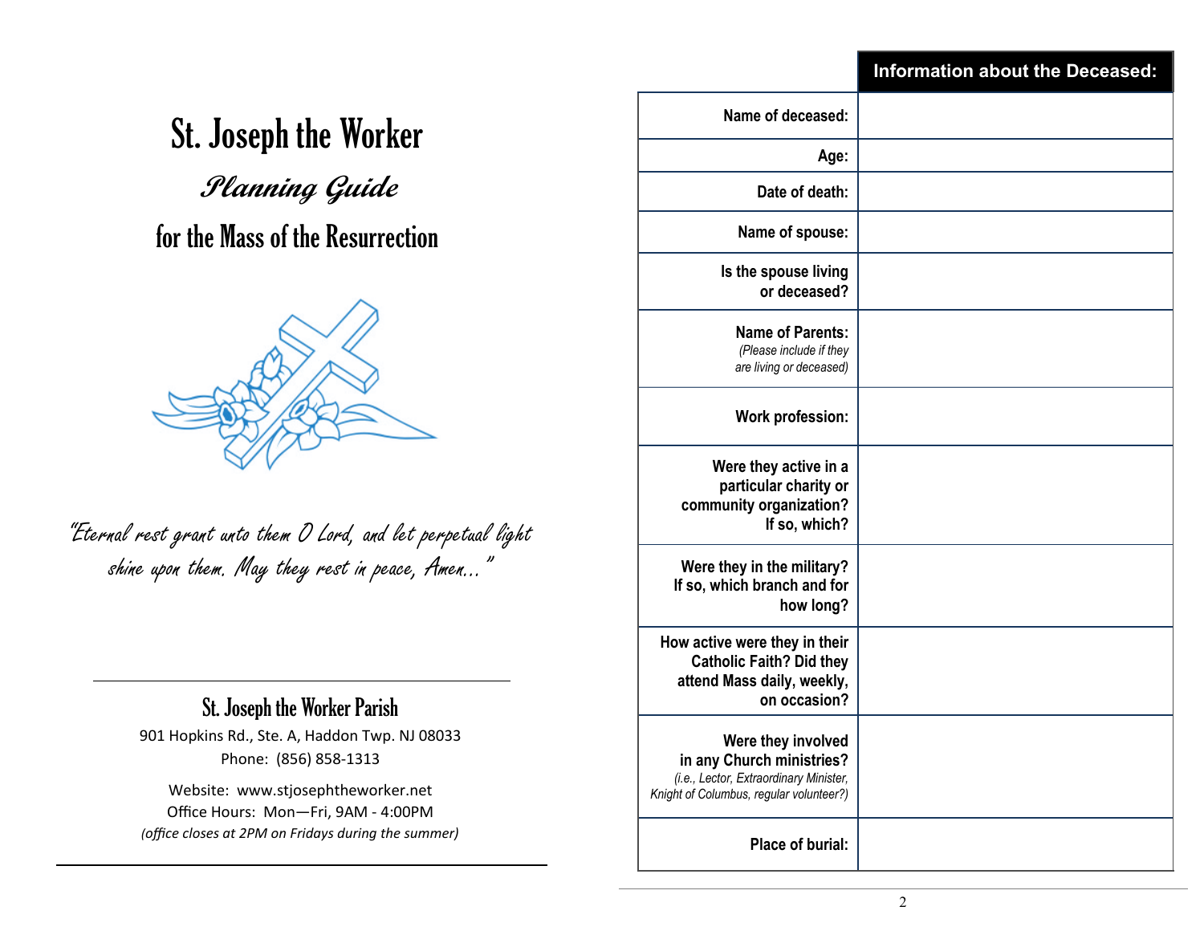# St. Joseph the Worker

## *Planning Guide*

## for the Mass of the Resurrection

*"Eternal rest grant unto them O Lord, and let perpetual light shine upon them. May they rest in peace, Amen..."*

---

### St. Joseph the Worker Parish

901 Hopkins Rd., Ste. A, Haddon Twp. NJ 08033
Phone: (856) 858-1313

Website: www.stjosephtheworker.net
Office Hours: Mon—Fri, 9AM - 4:00PM
*(office closes at 2PM on Fridays during the summer)*

---

| | **Information about the Deceased:** |
|---|---|
| **Name of deceased:** | |
| **Age:** | |
| **Date of death:** | |
| **Name of spouse:** | |
| **Is the spouse living or deceased?** | |
| **Name of Parents:** *(Please include if they are living or deceased)* | |
| **Work profession:** | |
| **Were they active in a particular charity or community organization? If so, which?** | |
| **Were they in the military? If so, which branch and for how long?** | |
| **How active were they in their Catholic Faith? Did they attend Mass daily, weekly, on occasion?** | |
| **Were they involved in any Church ministries?** *(i.e., Lector, Extraordinary Minister, Knight of Columbus, regular volunteer?)* | |
| **Place of burial:** | |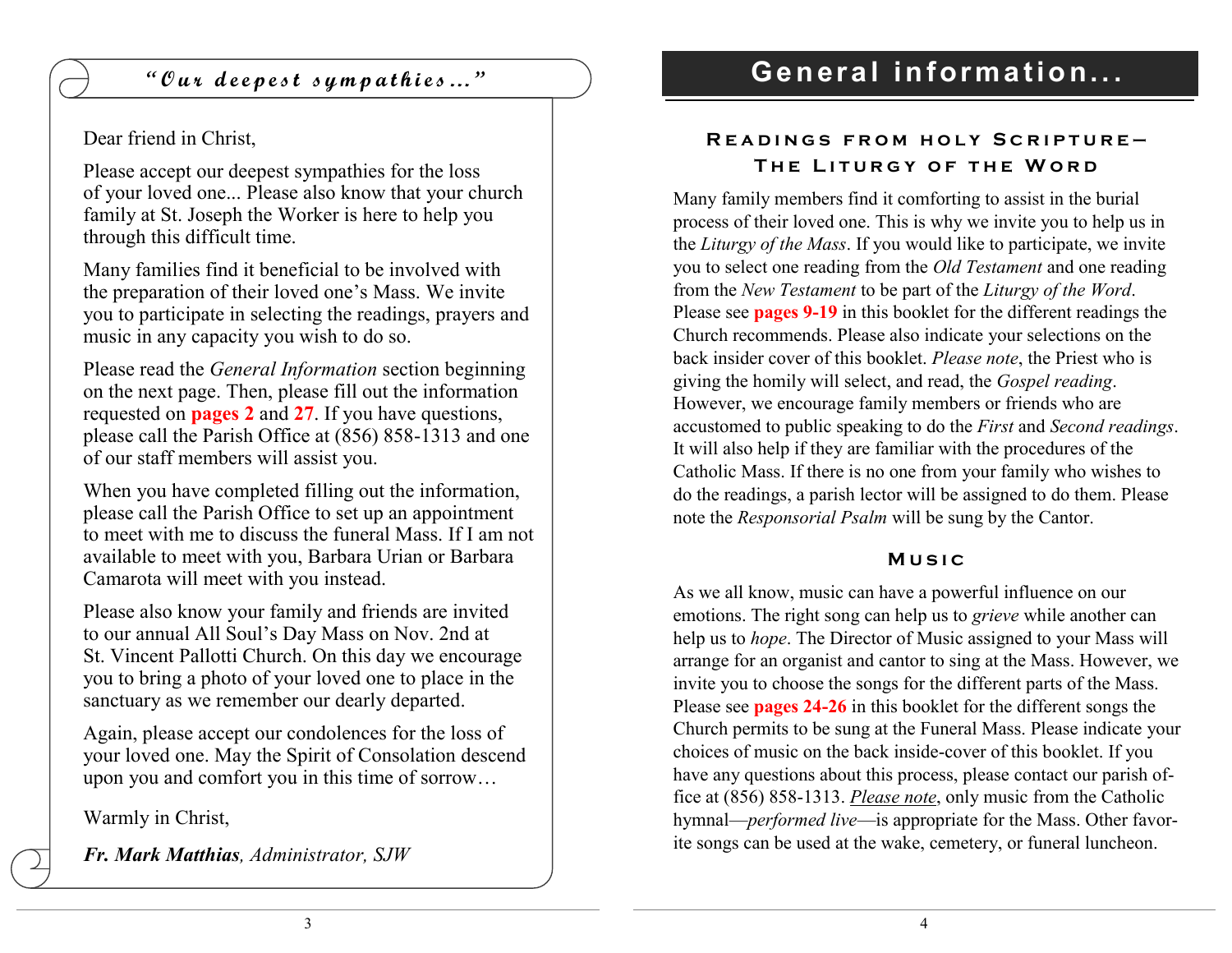## "Our deepest sympathies..."

Dear friend in Christ,

Please accept our deepest sympathies for the loss of your loved one... Please also know that your church family at St. Joseph the Worker is here to help you through this difficult time.

Many families find it beneficial to be involved with the preparation of their loved one's Mass. We invite you to participate in selecting the readings, prayers and music in any capacity you wish to do so.

Please read the *General Information* section beginning on the next page. Then, please fill out the information requested on **pages 2** and **27**. If you have questions, please call the Parish Office at (856) 858-1313 and one of our staff members will assist you.

When you have completed filling out the information, please call the Parish Office to set up an appointment to meet with me to discuss the funeral Mass. If I am not available to meet with you, Barbara Urian or Barbara Camarota will meet with you instead.

Please also know your family and friends are invited to our annual All Soul's Day Mass on Nov. 2nd at St. Vincent Pallotti Church. On this day we encourage you to bring a photo of your loved one to place in the sanctuary as we remember our dearly departed.

Again, please accept our condolences for the loss of your loved one. May the Spirit of Consolation descend upon you and comfort you in this time of sorrow…

Warmly in Christ,

***Fr. Mark Matthias****, Administrator, SJW*

# General information...

### Readings from Holy Scripture— The Liturgy of the Word

Many family members find it comforting to assist in the burial process of their loved one. This is why we invite you to help us in the *Liturgy of the Mass*. If you would like to participate, we invite you to select one reading from the *Old Testament* and one reading from the *New Testament* to be part of the *Liturgy of the Word*. Please see **pages 9-19** in this booklet for the different readings the Church recommends. Please also indicate your selections on the back insider cover of this booklet. *Please note*, the Priest who is giving the homily will select, and read, the *Gospel reading*. However, we encourage family members or friends who are accustomed to public speaking to do the *First* and *Second readings*. It will also help if they are familiar with the procedures of the Catholic Mass. If there is no one from your family who wishes to do the readings, a parish lector will be assigned to do them. Please note the *Responsorial Psalm* will be sung by the Cantor.

### Music

As we all know, music can have a powerful influence on our emotions. The right song can help us to *grieve* while another can help us to *hope*. The Director of Music assigned to your Mass will arrange for an organist and cantor to sing at the Mass. However, we invite you to choose the songs for the different parts of the Mass. Please see **pages 24-26** in this booklet for the different songs the Church permits to be sung at the Funeral Mass. Please indicate your choices of music on the back inside-cover of this booklet. If you have any questions about this process, please contact our parish office at (856) 858-1313. *Please note*, only music from the Catholic hymnal—*performed live*—is appropriate for the Mass. Other favorite songs can be used at the wake, cemetery, or funeral luncheon.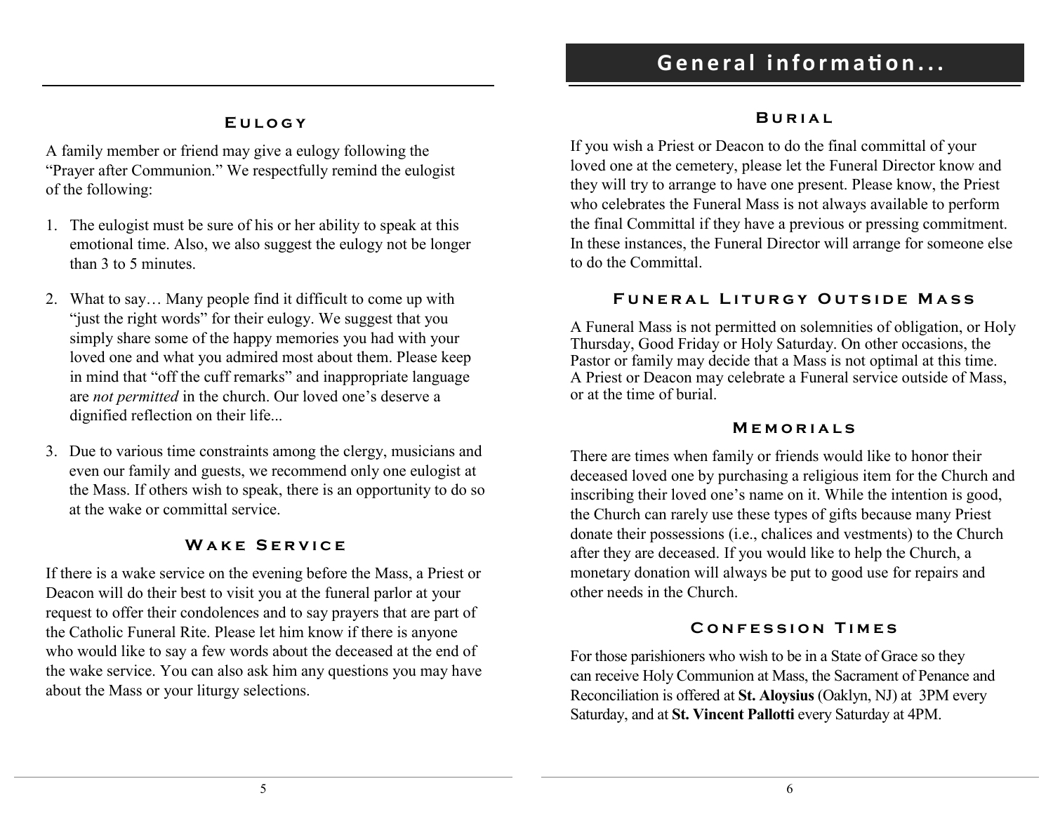## Eulogy

A family member or friend may give a eulogy following the "Prayer after Communion." We respectfully remind the eulogist of the following:

1. The eulogist must be sure of his or her ability to speak at this emotional time. Also, we also suggest the eulogy not be longer than 3 to 5 minutes.

2. What to say… Many people find it difficult to come up with "just the right words" for their eulogy. We suggest that you simply share some of the happy memories you had with your loved one and what you admired most about them. Please keep in mind that "off the cuff remarks" and inappropriate language are *not permitted* in the church. Our loved one's deserve a dignified reflection on their life...

3. Due to various time constraints among the clergy, musicians and even our family and guests, we recommend only one eulogist at the Mass. If others wish to speak, there is an opportunity to do so at the wake or committal service.

## Wake Service

If there is a wake service on the evening before the Mass, a Priest or Deacon will do their best to visit you at the funeral parlor at your request to offer their condolences and to say prayers that are part of the Catholic Funeral Rite. Please let him know if there is anyone who would like to say a few words about the deceased at the end of the wake service. You can also ask him any questions you may have about the Mass or your liturgy selections.

# General information...

## Burial

If you wish a Priest or Deacon to do the final committal of your loved one at the cemetery, please let the Funeral Director know and they will try to arrange to have one present. Please know, the Priest who celebrates the Funeral Mass is not always available to perform the final Committal if they have a previous or pressing commitment. In these instances, the Funeral Director will arrange for someone else to do the Committal.

## Funeral Liturgy Outside Mass

A Funeral Mass is not permitted on solemnities of obligation, or Holy Thursday, Good Friday or Holy Saturday. On other occasions, the Pastor or family may decide that a Mass is not optimal at this time. A Priest or Deacon may celebrate a Funeral service outside of Mass, or at the time of burial.

## Memorials

There are times when family or friends would like to honor their deceased loved one by purchasing a religious item for the Church and inscribing their loved one's name on it. While the intention is good, the Church can rarely use these types of gifts because many Priest donate their possessions (i.e., chalices and vestments) to the Church after they are deceased. If you would like to help the Church, a monetary donation will always be put to good use for repairs and other needs in the Church.

## Confession Times

For those parishioners who wish to be in a State of Grace so they can receive Holy Communion at Mass, the Sacrament of Penance and Reconciliation is offered at **St. Aloysius** (Oaklyn, NJ) at 3PM every Saturday, and at **St. Vincent Pallotti** every Saturday at 4PM.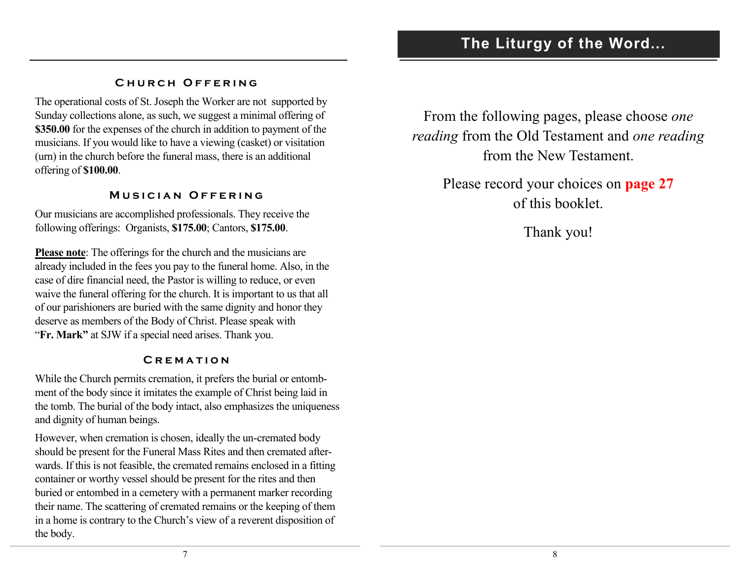## Church Offering

The operational costs of St. Joseph the Worker are not supported by Sunday collections alone, as such, we suggest a minimal offering of **$350.00** for the expenses of the church in addition to payment of the musicians. If you would like to have a viewing (casket) or visitation (urn) in the church before the funeral mass, there is an additional offering of **$100.00**.

## Musician Offering

Our musicians are accomplished professionals. They receive the following offerings: Organists, **$175.00**; Cantors, **$175.00**.

**Please note**: The offerings for the church and the musicians are already included in the fees you pay to the funeral home. Also, in the case of dire financial need, the Pastor is willing to reduce, or even waive the funeral offering for the church. It is important to us that all of our parishioners are buried with the same dignity and honor they deserve as members of the Body of Christ. Please speak with "**Fr. Mark"** at SJW if a special need arises. Thank you.

## Cremation

While the Church permits cremation, it prefers the burial or entombment of the body since it imitates the example of Christ being laid in the tomb. The burial of the body intact, also emphasizes the uniqueness and dignity of human beings.

However, when cremation is chosen, ideally the un-cremated body should be present for the Funeral Mass Rites and then cremated afterwards. If this is not feasible, the cremated remains enclosed in a fitting container or worthy vessel should be present for the rites and then buried or entombed in a cemetery with a permanent marker recording their name. The scattering of cremated remains or the keeping of them in a home is contrary to the Church's view of a reverent disposition of the body.

# The Liturgy of the Word...

From the following pages, please choose *one reading* from the Old Testament and *one reading* from the New Testament.

Please record your choices on **page 27** of this booklet.

Thank you!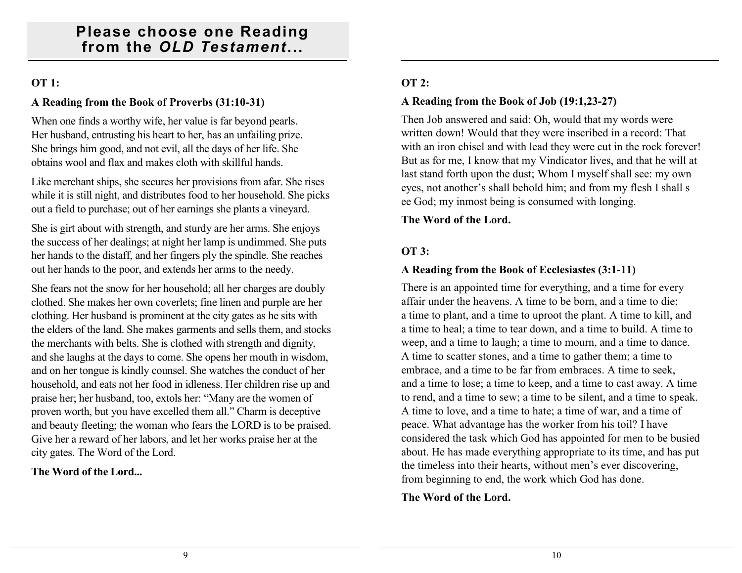## Please choose one Reading from the *OLD Testament*...

### OT 1:

**A Reading from the Book of Proverbs (31:10-31)**

When one finds a worthy wife, her value is far beyond pearls. Her husband, entrusting his heart to her, has an unfailing prize. She brings him good, and not evil, all the days of her life. She obtains wool and flax and makes cloth with skillful hands.

Like merchant ships, she secures her provisions from afar. She rises while it is still night, and distributes food to her household. She picks out a field to purchase; out of her earnings she plants a vineyard.

She is girt about with strength, and sturdy are her arms. She enjoys the success of her dealings; at night her lamp is undimmed. She puts her hands to the distaff, and her fingers ply the spindle. She reaches out her hands to the poor, and extends her arms to the needy.

She fears not the snow for her household; all her charges are doubly clothed. She makes her own coverlets; fine linen and purple are her clothing. Her husband is prominent at the city gates as he sits with the elders of the land. She makes garments and sells them, and stocks the merchants with belts. She is clothed with strength and dignity, and she laughs at the days to come. She opens her mouth in wisdom, and on her tongue is kindly counsel. She watches the conduct of her household, and eats not her food in idleness. Her children rise up and praise her; her husband, too, extols her: “Many are the women of proven worth, but you have excelled them all.” Charm is deceptive and beauty fleeting; the woman who fears the LORD is to be praised. Give her a reward of her labors, and let her works praise her at the city gates. The Word of the Lord.

**The Word of the Lord...**

### OT 2:

**A Reading from the Book of Job (19:1,23-27)**

Then Job answered and said: Oh, would that my words were written down! Would that they were inscribed in a record: That with an iron chisel and with lead they were cut in the rock forever! But as for me, I know that my Vindicator lives, and that he will at last stand forth upon the dust; Whom I myself shall see: my own eyes, not another’s shall behold him; and from my flesh I shall s ee God; my inmost being is consumed with longing.

**The Word of the Lord.**

### OT 3:

**A Reading from the Book of Ecclesiastes (3:1-11)**

There is an appointed time for everything, and a time for every affair under the heavens. A time to be born, and a time to die; a time to plant, and a time to uproot the plant. A time to kill, and a time to heal; a time to tear down, and a time to build. A time to weep, and a time to laugh; a time to mourn, and a time to dance. A time to scatter stones, and a time to gather them; a time to embrace, and a time to be far from embraces. A time to seek, and a time to lose; a time to keep, and a time to cast away. A time to rend, and a time to sew; a time to be silent, and a time to speak. A time to love, and a time to hate; a time of war, and a time of peace. What advantage has the worker from his toil? I have considered the task which God has appointed for men to be busied about. He has made everything appropriate to its time, and has put the timeless into their hearts, without men’s ever discovering, from beginning to end, the work which God has done.

**The Word of the Lord.**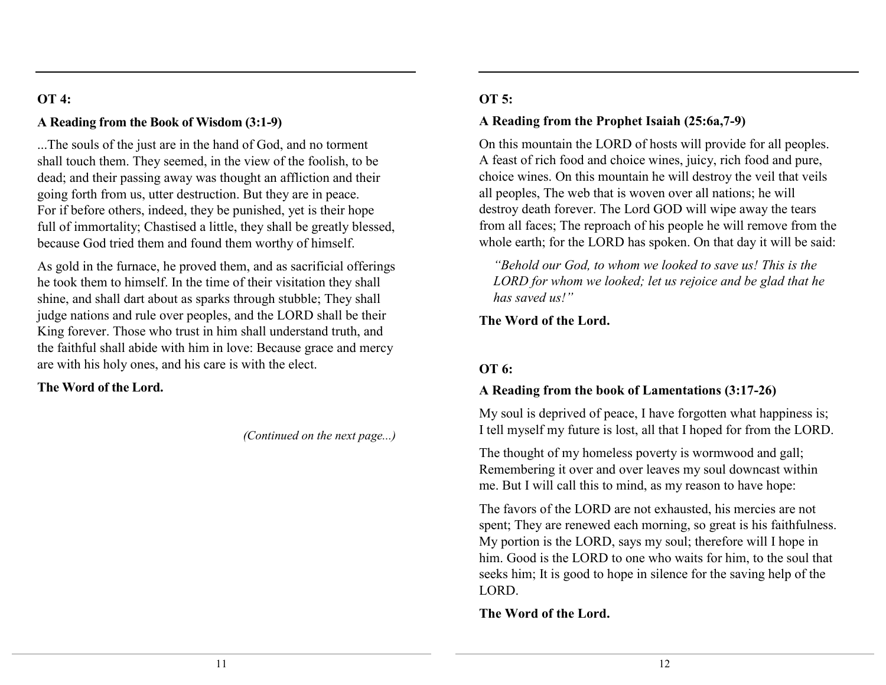**OT 4:**

**A Reading from the Book of Wisdom (3:1-9)**

...The souls of the just are in the hand of God, and no torment shall touch them. They seemed, in the view of the foolish, to be dead; and their passing away was thought an affliction and their going forth from us, utter destruction. But they are in peace. For if before others, indeed, they be punished, yet is their hope full of immortality; Chastised a little, they shall be greatly blessed, because God tried them and found them worthy of himself.

As gold in the furnace, he proved them, and as sacrificial offerings he took them to himself. In the time of their visitation they shall shine, and shall dart about as sparks through stubble; They shall judge nations and rule over peoples, and the LORD shall be their King forever. Those who trust in him shall understand truth, and the faithful shall abide with him in love: Because grace and mercy are with his holy ones, and his care is with the elect.

**The Word of the Lord.**

*(Continued on the next page...)*

**OT 5:**

**A Reading from the Prophet Isaiah (25:6a,7-9)**

On this mountain the LORD of hosts will provide for all peoples. A feast of rich food and choice wines, juicy, rich food and pure, choice wines. On this mountain he will destroy the veil that veils all peoples, The web that is woven over all nations; he will destroy death forever. The Lord GOD will wipe away the tears from all faces; The reproach of his people he will remove from the whole earth; for the LORD has spoken. On that day it will be said:

> *"Behold our God, to whom we looked to save us! This is the LORD for whom we looked; let us rejoice and be glad that he has saved us!"*

**The Word of the Lord.**

**OT 6:**

**A Reading from the book of Lamentations (3:17-26)**

My soul is deprived of peace, I have forgotten what happiness is; I tell myself my future is lost, all that I hoped for from the LORD.

The thought of my homeless poverty is wormwood and gall; Remembering it over and over leaves my soul downcast within me. But I will call this to mind, as my reason to have hope:

The favors of the LORD are not exhausted, his mercies are not spent; They are renewed each morning, so great is his faithfulness. My portion is the LORD, says my soul; therefore will I hope in him. Good is the LORD to one who waits for him, to the soul that seeks him; It is good to hope in silence for the saving help of the LORD.

**The Word of the Lord.**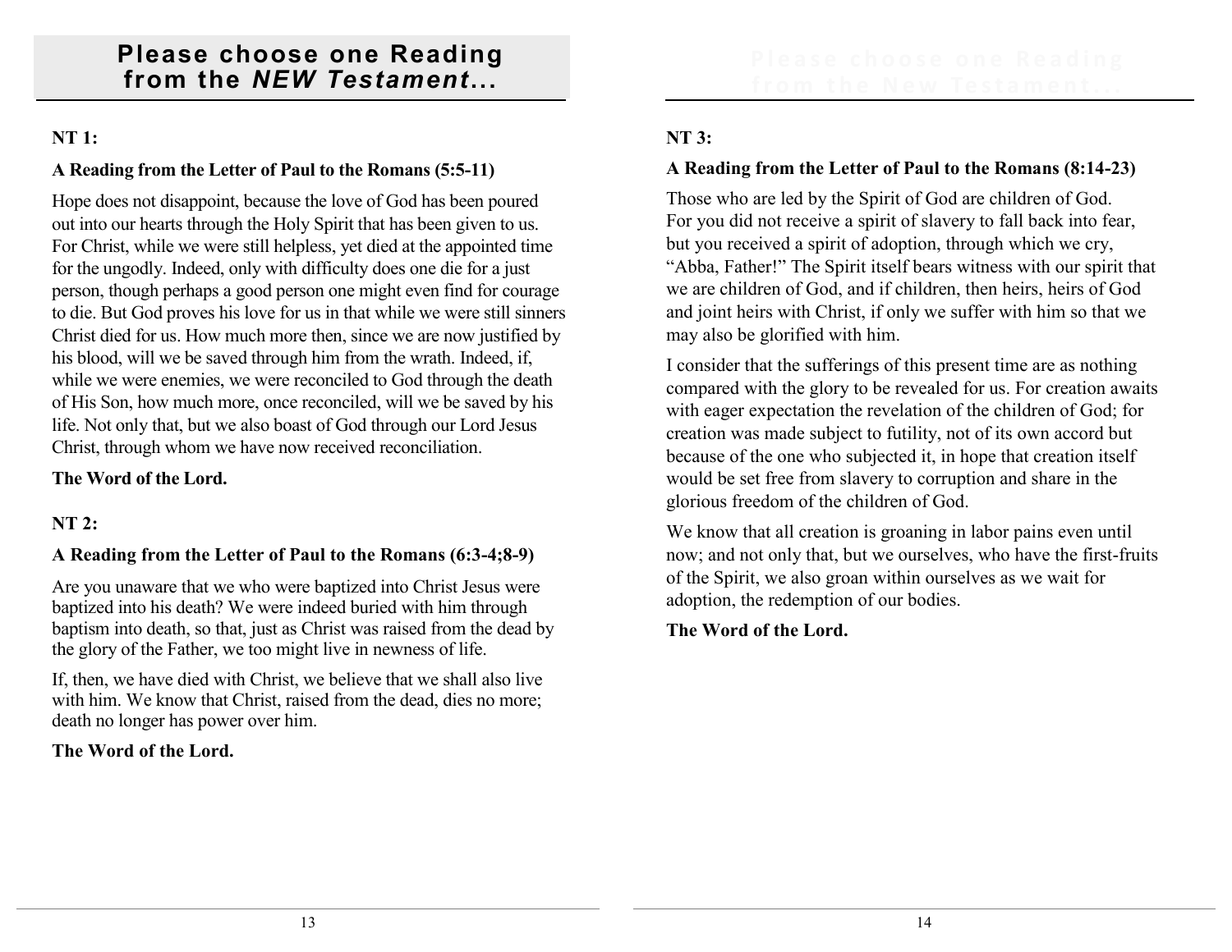## Please choose one Reading from the *NEW Testament*...

**NT 1:**

**A Reading from the Letter of Paul to the Romans (5:5-11)**

Hope does not disappoint, because the love of God has been poured out into our hearts through the Holy Spirit that has been given to us. For Christ, while we were still helpless, yet died at the appointed time for the ungodly. Indeed, only with difficulty does one die for a just person, though perhaps a good person one might even find for courage to die. But God proves his love for us in that while we were still sinners Christ died for us. How much more then, since we are now justified by his blood, will we be saved through him from the wrath. Indeed, if, while we were enemies, we were reconciled to God through the death of His Son, how much more, once reconciled, will we be saved by his life. Not only that, but we also boast of God through our Lord Jesus Christ, through whom we have now received reconciliation.

**The Word of the Lord.**

**NT 2:**

**A Reading from the Letter of Paul to the Romans (6:3-4;8-9)**

Are you unaware that we who were baptized into Christ Jesus were baptized into his death? We were indeed buried with him through baptism into death, so that, just as Christ was raised from the dead by the glory of the Father, we too might live in newness of life.

If, then, we have died with Christ, we believe that we shall also live with him. We know that Christ, raised from the dead, dies no more; death no longer has power over him.

**The Word of the Lord.**

**NT 3:**

**A Reading from the Letter of Paul to the Romans (8:14-23)**

Those who are led by the Spirit of God are children of God. For you did not receive a spirit of slavery to fall back into fear, but you received a spirit of adoption, through which we cry, "Abba, Father!" The Spirit itself bears witness with our spirit that we are children of God, and if children, then heirs, heirs of God and joint heirs with Christ, if only we suffer with him so that we may also be glorified with him.

I consider that the sufferings of this present time are as nothing compared with the glory to be revealed for us. For creation awaits with eager expectation the revelation of the children of God; for creation was made subject to futility, not of its own accord but because of the one who subjected it, in hope that creation itself would be set free from slavery to corruption and share in the glorious freedom of the children of God.

We know that all creation is groaning in labor pains even until now; and not only that, but we ourselves, who have the first-fruits of the Spirit, we also groan within ourselves as we wait for adoption, the redemption of our bodies.

**The Word of the Lord.**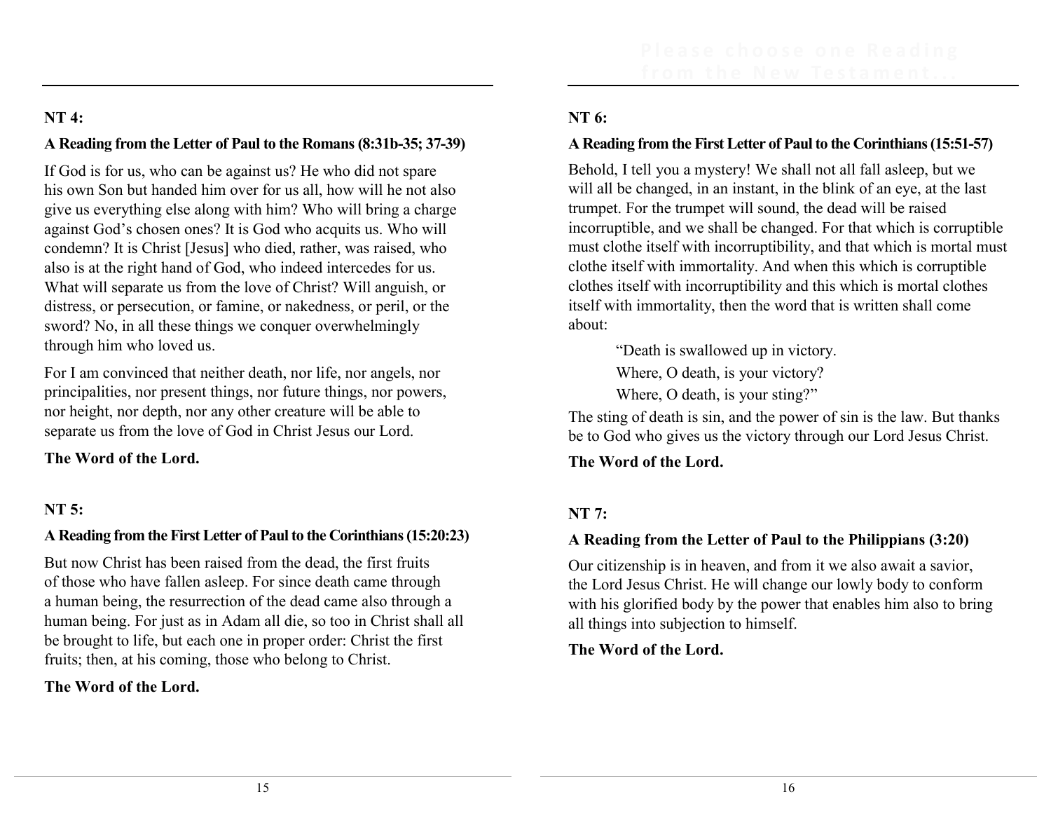Please choose one Reading from the New Testament...

**NT 4:**

**A Reading from the Letter of Paul to the Romans (8:31b-35; 37-39)**

If God is for us, who can be against us? He who did not spare his own Son but handed him over for us all, how will he not also give us everything else along with him? Who will bring a charge against God's chosen ones? It is God who acquits us. Who will condemn? It is Christ [Jesus] who died, rather, was raised, who also is at the right hand of God, who indeed intercedes for us. What will separate us from the love of Christ? Will anguish, or distress, or persecution, or famine, or nakedness, or peril, or the sword? No, in all these things we conquer overwhelmingly through him who loved us.

For I am convinced that neither death, nor life, nor angels, nor principalities, nor present things, nor future things, nor powers, nor height, nor depth, nor any other creature will be able to separate us from the love of God in Christ Jesus our Lord.

**The Word of the Lord.**

**NT 5:**

**A Reading from the First Letter of Paul to the Corinthians (15:20:23)**

But now Christ has been raised from the dead, the first fruits of those who have fallen asleep. For since death came through a human being, the resurrection of the dead came also through a human being. For just as in Adam all die, so too in Christ shall all be brought to life, but each one in proper order: Christ the first fruits; then, at his coming, those who belong to Christ.

**The Word of the Lord.**

**NT 6:**

**A Reading from the First Letter of Paul to the Corinthians (15:51-57)**

Behold, I tell you a mystery! We shall not all fall asleep, but we will all be changed, in an instant, in the blink of an eye, at the last trumpet. For the trumpet will sound, the dead will be raised incorruptible, and we shall be changed. For that which is corruptible must clothe itself with incorruptibility, and that which is mortal must clothe itself with immortality. And when this which is corruptible clothes itself with incorruptibility and this which is mortal clothes itself with immortality, then the word that is written shall come about:

> "Death is swallowed up in victory.
> Where, O death, is your victory?
> Where, O death, is your sting?"

The sting of death is sin, and the power of sin is the law. But thanks be to God who gives us the victory through our Lord Jesus Christ.

**The Word of the Lord.**

**NT 7:**

**A Reading from the Letter of Paul to the Philippians (3:20)**

Our citizenship is in heaven, and from it we also await a savior, the Lord Jesus Christ. He will change our lowly body to conform with his glorified body by the power that enables him also to bring all things into subjection to himself.

**The Word of the Lord.**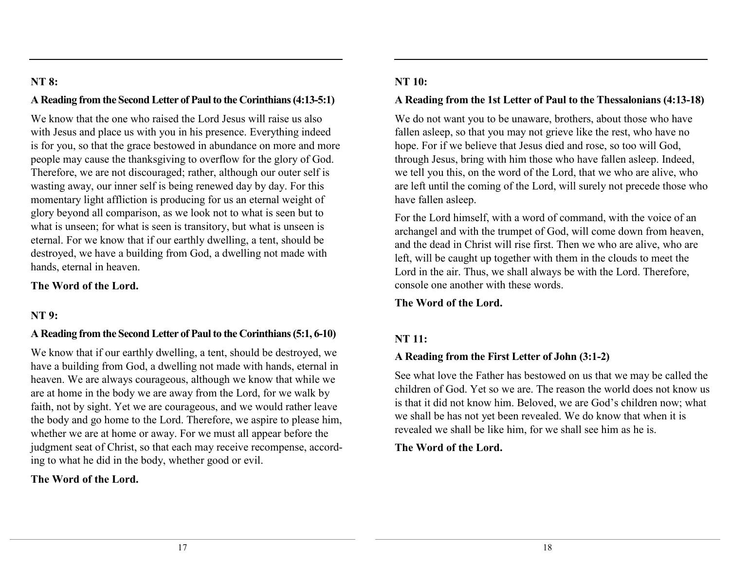## NT 8:

### A Reading from the Second Letter of Paul to the Corinthians (4:13-5:1)

We know that the one who raised the Lord Jesus will raise us also with Jesus and place us with you in his presence. Everything indeed is for you, so that the grace bestowed in abundance on more and more people may cause the thanksgiving to overflow for the glory of God. Therefore, we are not discouraged; rather, although our outer self is wasting away, our inner self is being renewed day by day. For this momentary light affliction is producing for us an eternal weight of glory beyond all comparison, as we look not to what is seen but to what is unseen; for what is seen is transitory, but what is unseen is eternal. For we know that if our earthly dwelling, a tent, should be destroyed, we have a building from God, a dwelling not made with hands, eternal in heaven.

**The Word of the Lord.**

## NT 9:

### A Reading from the Second Letter of Paul to the Corinthians (5:1, 6-10)

We know that if our earthly dwelling, a tent, should be destroyed, we have a building from God, a dwelling not made with hands, eternal in heaven. We are always courageous, although we know that while we are at home in the body we are away from the Lord, for we walk by faith, not by sight. Yet we are courageous, and we would rather leave the body and go home to the Lord. Therefore, we aspire to please him, whether we are at home or away. For we must all appear before the judgment seat of Christ, so that each may receive recompense, according to what he did in the body, whether good or evil.

**The Word of the Lord.**

## NT 10:

### A Reading from the 1st Letter of Paul to the Thessalonians (4:13-18)

We do not want you to be unaware, brothers, about those who have fallen asleep, so that you may not grieve like the rest, who have no hope. For if we believe that Jesus died and rose, so too will God, through Jesus, bring with him those who have fallen asleep. Indeed, we tell you this, on the word of the Lord, that we who are alive, who are left until the coming of the Lord, will surely not precede those who have fallen asleep.

For the Lord himself, with a word of command, with the voice of an archangel and with the trumpet of God, will come down from heaven, and the dead in Christ will rise first. Then we who are alive, who are left, will be caught up together with them in the clouds to meet the Lord in the air. Thus, we shall always be with the Lord. Therefore, console one another with these words.

**The Word of the Lord.**

## NT 11:

### A Reading from the First Letter of John (3:1-2)

See what love the Father has bestowed on us that we may be called the children of God. Yet so we are. The reason the world does not know us is that it did not know him. Beloved, we are God's children now; what we shall be has not yet been revealed. We do know that when it is revealed we shall be like him, for we shall see him as he is.

**The Word of the Lord.**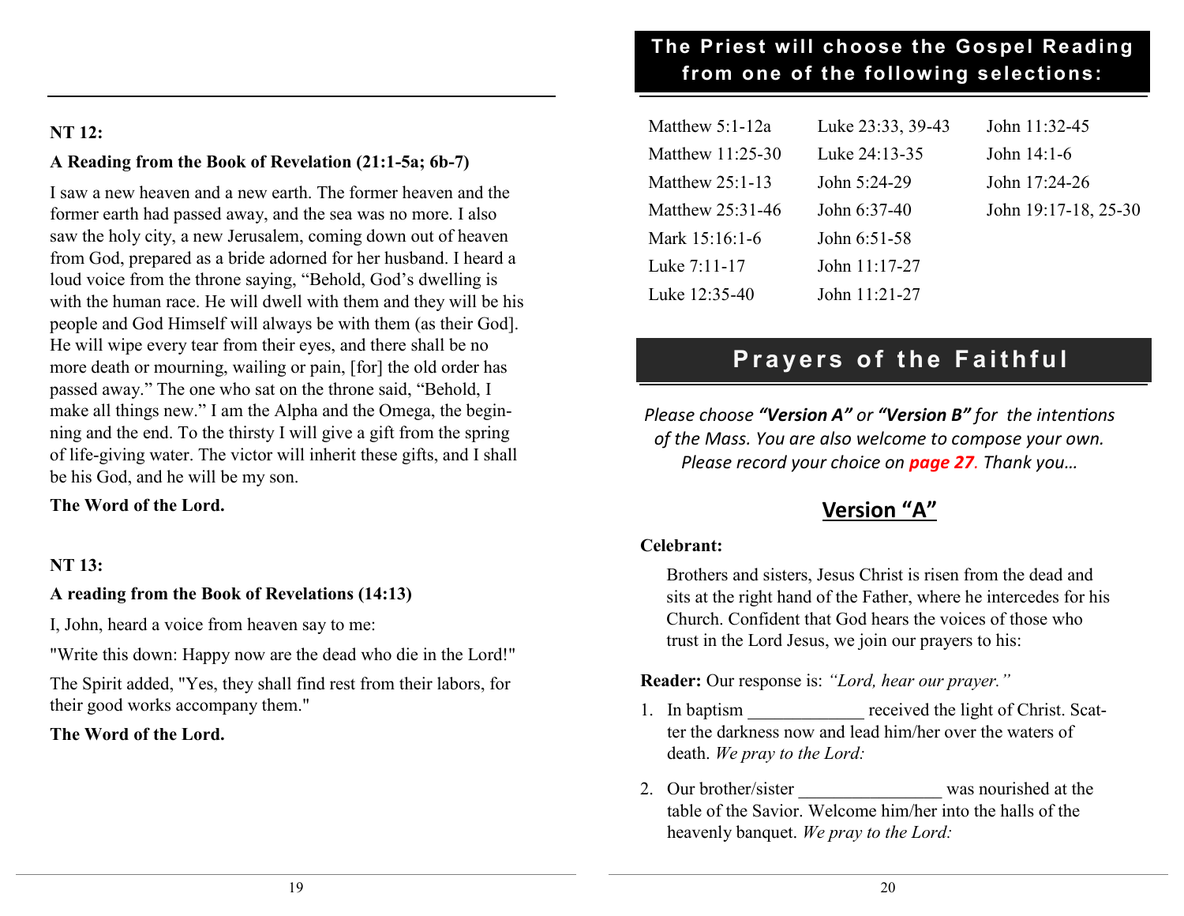**NT 12:**

**A Reading from the Book of Revelation (21:1-5a; 6b-7)**

I saw a new heaven and a new earth. The former heaven and the former earth had passed away, and the sea was no more. I also saw the holy city, a new Jerusalem, coming down out of heaven from God, prepared as a bride adorned for her husband. I heard a loud voice from the throne saying, "Behold, God's dwelling is with the human race. He will dwell with them and they will be his people and God Himself will always be with them (as their God]. He will wipe every tear from their eyes, and there shall be no more death or mourning, wailing or pain, [for] the old order has passed away." The one who sat on the throne said, "Behold, I make all things new." I am the Alpha and the Omega, the beginning and the end. To the thirsty I will give a gift from the spring of life-giving water. The victor will inherit these gifts, and I shall be his God, and he will be my son.

**The Word of the Lord.**

**NT 13:**

**A reading from the Book of Revelations (14:13)**

I, John, heard a voice from heaven say to me:

"Write this down: Happy now are the dead who die in the Lord!"

The Spirit added, "Yes, they shall find rest from their labors, for their good works accompany them."

**The Word of the Lord.**

## The Priest will choose the Gospel Reading from one of the following selections:

| | | |
|---|---|---|
| Matthew 5:1-12a | Luke 23:33, 39-43 | John 11:32-45 |
| Matthew 11:25-30 | Luke 24:13-35 | John 14:1-6 |
| Matthew 25:1-13 | John 5:24-29 | John 17:24-26 |
| Matthew 25:31-46 | John 6:37-40 | John 19:17-18, 25-30 |
| Mark 15:16:1-6 | John 6:51-58 | |
| Luke 7:11-17 | John 11:17-27 | |
| Luke 12:35-40 | John 11:21-27 | |

# Prayers of the Faithful

*Please choose **"Version A"** or **"Version B"** for the intentions of the Mass. You are also welcome to compose your own. Please record your choice on **page 27**. Thank you…*

## Version "A"

**Celebrant:**

Brothers and sisters, Jesus Christ is risen from the dead and sits at the right hand of the Father, where he intercedes for his Church. Confident that God hears the voices of those who trust in the Lord Jesus, we join our prayers to his:

**Reader:** Our response is: *"Lord, hear our prayer."*

1. In baptism _____________ received the light of Christ. Scatter the darkness now and lead him/her over the waters of death. *We pray to the Lord:*

2. Our brother/sister ________________ was nourished at the table of the Savior. Welcome him/her into the halls of the heavenly banquet. *We pray to the Lord:*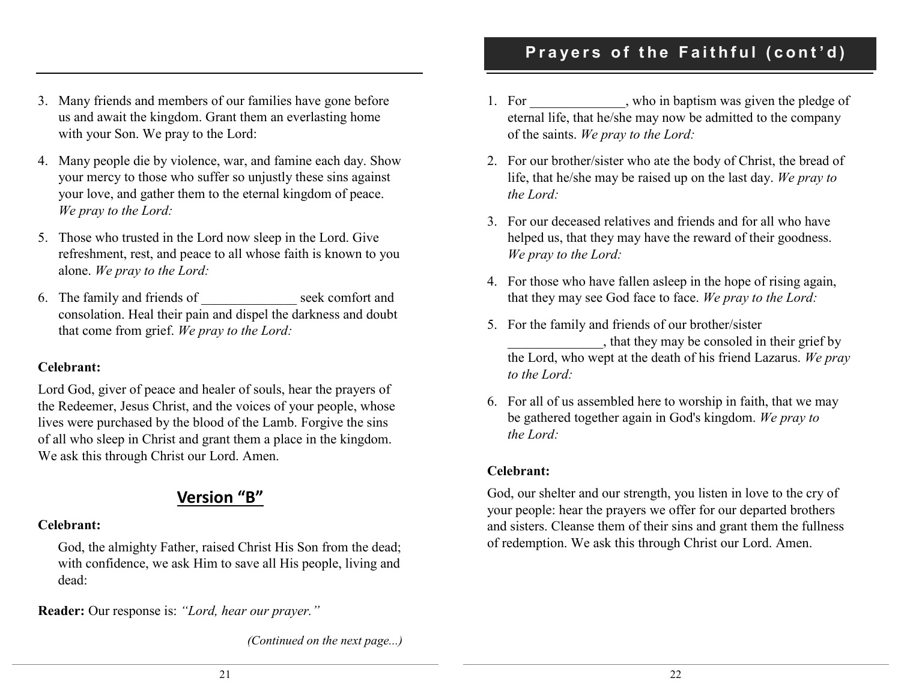3. Many friends and members of our families have gone before us and await the kingdom. Grant them an everlasting home with your Son. We pray to the Lord:

4. Many people die by violence, war, and famine each day. Show your mercy to those who suffer so unjustly these sins against your love, and gather them to the eternal kingdom of peace. *We pray to the Lord:*

5. Those who trusted in the Lord now sleep in the Lord. Give refreshment, rest, and peace to all whose faith is known to you alone. *We pray to the Lord:*

6. The family and friends of ______________ seek comfort and consolation. Heal their pain and dispel the darkness and doubt that come from grief. *We pray to the Lord:*

**Celebrant:**

Lord God, giver of peace and healer of souls, hear the prayers of the Redeemer, Jesus Christ, and the voices of your people, whose lives were purchased by the blood of the Lamb. Forgive the sins of all who sleep in Christ and grant them a place in the kingdom. We ask this through Christ our Lord. Amen.

## Version "B"

**Celebrant:**

God, the almighty Father, raised Christ His Son from the dead; with confidence, we ask Him to save all His people, living and dead:

**Reader:** Our response is: *"Lord, hear our prayer."*

*(Continued on the next page...)*

## Prayers of the Faithful (cont'd)

1. For ______________, who in baptism was given the pledge of eternal life, that he/she may now be admitted to the company of the saints. *We pray to the Lord:*

2. For our brother/sister who ate the body of Christ, the bread of life, that he/she may be raised up on the last day. *We pray to the Lord:*

3. For our deceased relatives and friends and for all who have helped us, that they may have the reward of their goodness. *We pray to the Lord:*

4. For those who have fallen asleep in the hope of rising again, that they may see God face to face. *We pray to the Lord:*

5. For the family and friends of our brother/sister ______________, that they may be consoled in their grief by the Lord, who wept at the death of his friend Lazarus. *We pray to the Lord:*

6. For all of us assembled here to worship in faith, that we may be gathered together again in God's kingdom. *We pray to the Lord:*

**Celebrant:**

God, our shelter and our strength, you listen in love to the cry of your people: hear the prayers we offer for our departed brothers and sisters. Cleanse them of their sins and grant them the fullness of redemption. We ask this through Christ our Lord. Amen.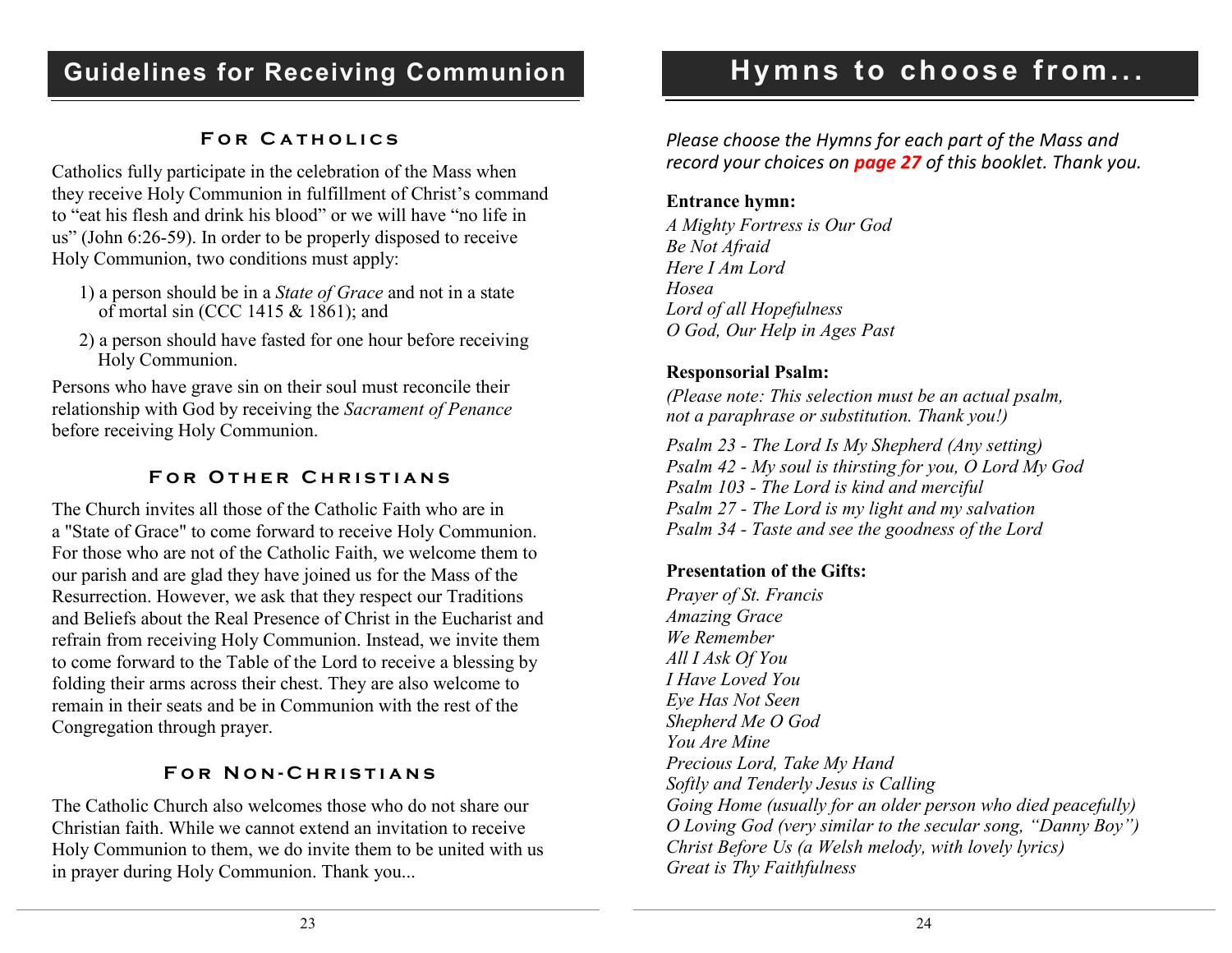## Guidelines for Receiving Communion

### For Catholics

Catholics fully participate in the celebration of the Mass when they receive Holy Communion in fulfillment of Christ's command to "eat his flesh and drink his blood" or we will have "no life in us" (John 6:26-59). In order to be properly disposed to receive Holy Communion, two conditions must apply:

1) a person should be in a *State of Grace* and not in a state of mortal sin (CCC 1415 & 1861); and
2) a person should have fasted for one hour before receiving Holy Communion.

Persons who have grave sin on their soul must reconcile their relationship with God by receiving the *Sacrament of Penance* before receiving Holy Communion.

### For Other Christians

The Church invites all those of the Catholic Faith who are in a "State of Grace" to come forward to receive Holy Communion. For those who are not of the Catholic Faith, we welcome them to our parish and are glad they have joined us for the Mass of the Resurrection. However, we ask that they respect our Traditions and Beliefs about the Real Presence of Christ in the Eucharist and refrain from receiving Holy Communion. Instead, we invite them to come forward to the Table of the Lord to receive a blessing by folding their arms across their chest. They are also welcome to remain in their seats and be in Communion with the rest of the Congregation through prayer.

### For Non-Christians

The Catholic Church also welcomes those who do not share our Christian faith. While we cannot extend an invitation to receive Holy Communion to them, we do invite them to be united with us in prayer during Holy Communion. Thank you...

## Hymns to choose from...

*Please choose the Hymns for each part of the Mass and record your choices on **page 27** of this booklet. Thank you.*

**Entrance hymn:**

*A Mighty Fortress is Our God*
*Be Not Afraid*
*Here I Am Lord*
*Hosea*
*Lord of all Hopefulness*
*O God, Our Help in Ages Past*

**Responsorial Psalm:**

*(Please note: This selection must be an actual psalm, not a paraphrase or substitution. Thank you!)*

*Psalm 23 - The Lord Is My Shepherd (Any setting)*
*Psalm 42 - My soul is thirsting for you, O Lord My God*
*Psalm 103 - The Lord is kind and merciful*
*Psalm 27 - The Lord is my light and my salvation*
*Psalm 34 - Taste and see the goodness of the Lord*

**Presentation of the Gifts:**

*Prayer of St. Francis*
*Amazing Grace*
*We Remember*
*All I Ask Of You*
*I Have Loved You*
*Eye Has Not Seen*
*Shepherd Me O God*
*You Are Mine*
*Precious Lord, Take My Hand*
*Softly and Tenderly Jesus is Calling*
*Going Home (usually for an older person who died peacefully)*
*O Loving God (very similar to the secular song, "Danny Boy")*
*Christ Before Us (a Welsh melody, with lovely lyrics)*
*Great is Thy Faithfulness*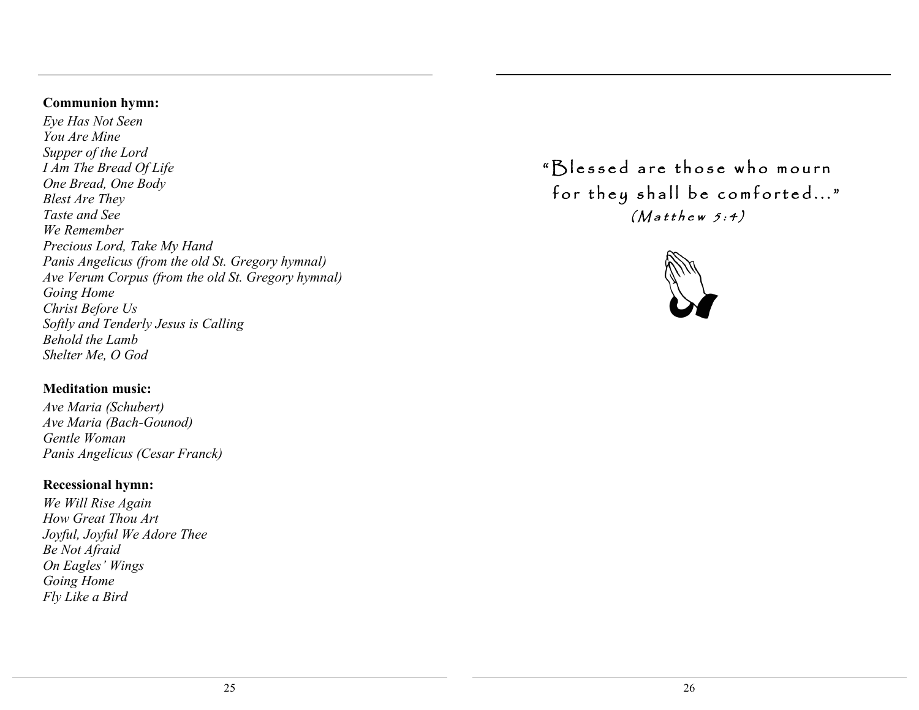**Communion hymn:**

*Eye Has Not Seen*
*You Are Mine*
*Supper of the Lord*
*I Am The Bread Of Life*
*One Bread, One Body*
*Blest Are They*
*Taste and See*
*We Remember*
*Precious Lord, Take My Hand*
*Panis Angelicus (from the old St. Gregory hymnal)*
*Ave Verum Corpus (from the old St. Gregory hymnal)*
*Going Home*
*Christ Before Us*
*Softly and Tenderly Jesus is Calling*
*Behold the Lamb*
*Shelter Me, O God*

**Meditation music:**

*Ave Maria (Schubert)*
*Ave Maria (Bach-Gounod)*
*Gentle Woman*
*Panis Angelicus (Cesar Franck)*

**Recessional hymn:**

*We Will Rise Again*
*How Great Thou Art*
*Joyful, Joyful We Adore Thee*
*Be Not Afraid*
*On Eagles' Wings*
*Going Home*
*Fly Like a Bird*

"Blessed are those who mourn
for they shall be comforted..."
*(Matthew 5:4)*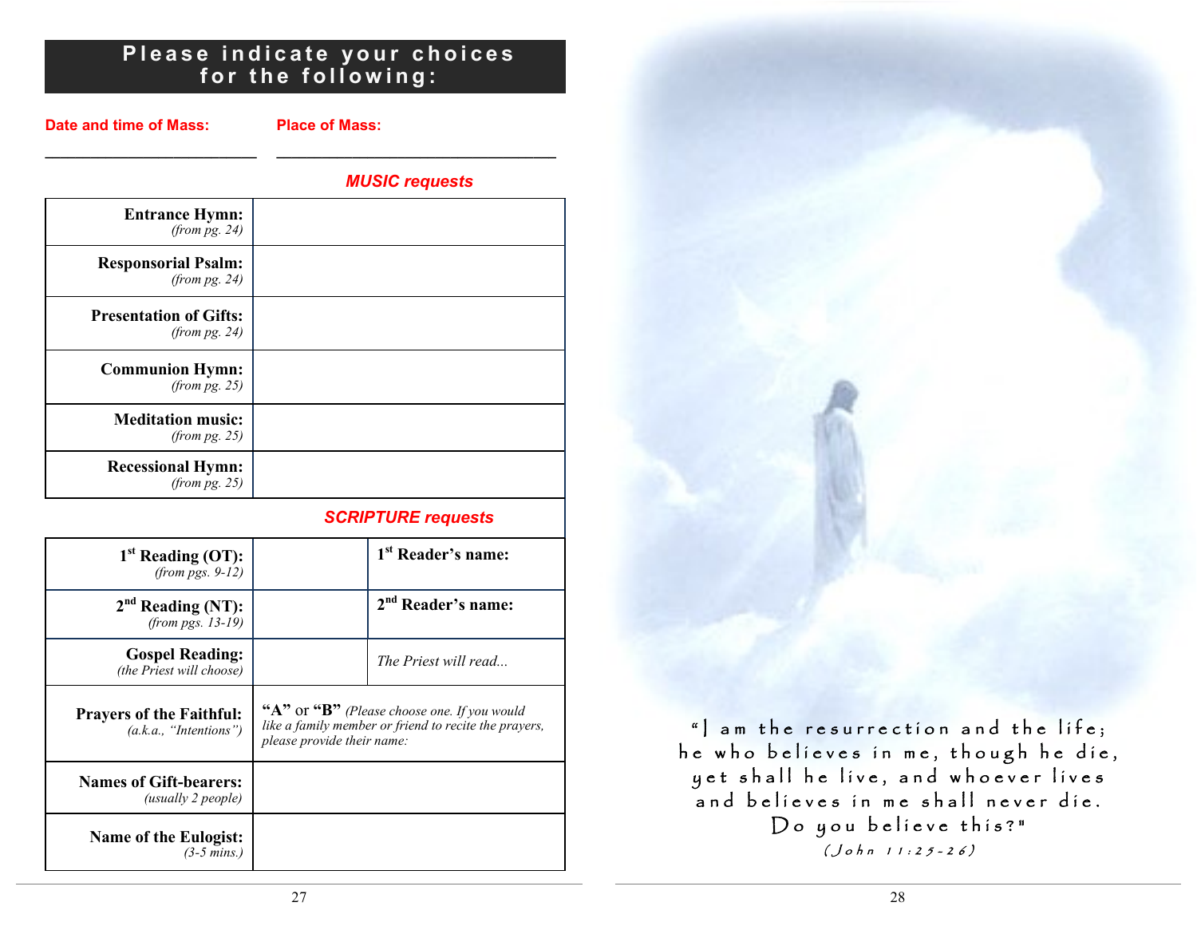## Please indicate your choices for the following:

**Date and time of Mass:** ________________________

**Place of Mass:** ______________________________

### *MUSIC requests*

| | |
|---|---|
| **Entrance Hymn:** *(from pg. 24)* | |
| **Responsorial Psalm:** *(from pg. 24)* | |
| **Presentation of Gifts:** *(from pg. 24)* | |
| **Communion Hymn:** *(from pg. 25)* | |
| **Meditation music:** *(from pg. 25)* | |
| **Recessional Hymn:** *(from pg. 25)* | |

### *SCRIPTURE requests*

| | | |
|---|---|---|
| **1st Reading (OT):** *(from pgs. 9-12)* | | **1st Reader's name:** |
| **2nd Reading (NT):** *(from pgs. 13-19)* | | **2nd Reader's name:** |
| **Gospel Reading:** *(the Priest will choose)* | | *The Priest will read...* |
| **Prayers of the Faithful:** *(a.k.a., "Intentions")* | **"A"** or **"B"** *(Please choose one. If you would like a family member or friend to recite the prayers, please provide their name:* | |
| **Names of Gift-bearers:** *(usually 2 people)* | | |
| **Name of the Eulogist:** *(3-5 mins.)* | | |

"I am the resurrection and the life; he who believes in me, though he die, yet shall he live, and whoever lives and believes in me shall never die. Do you believe this?"

(John 11:25-26)